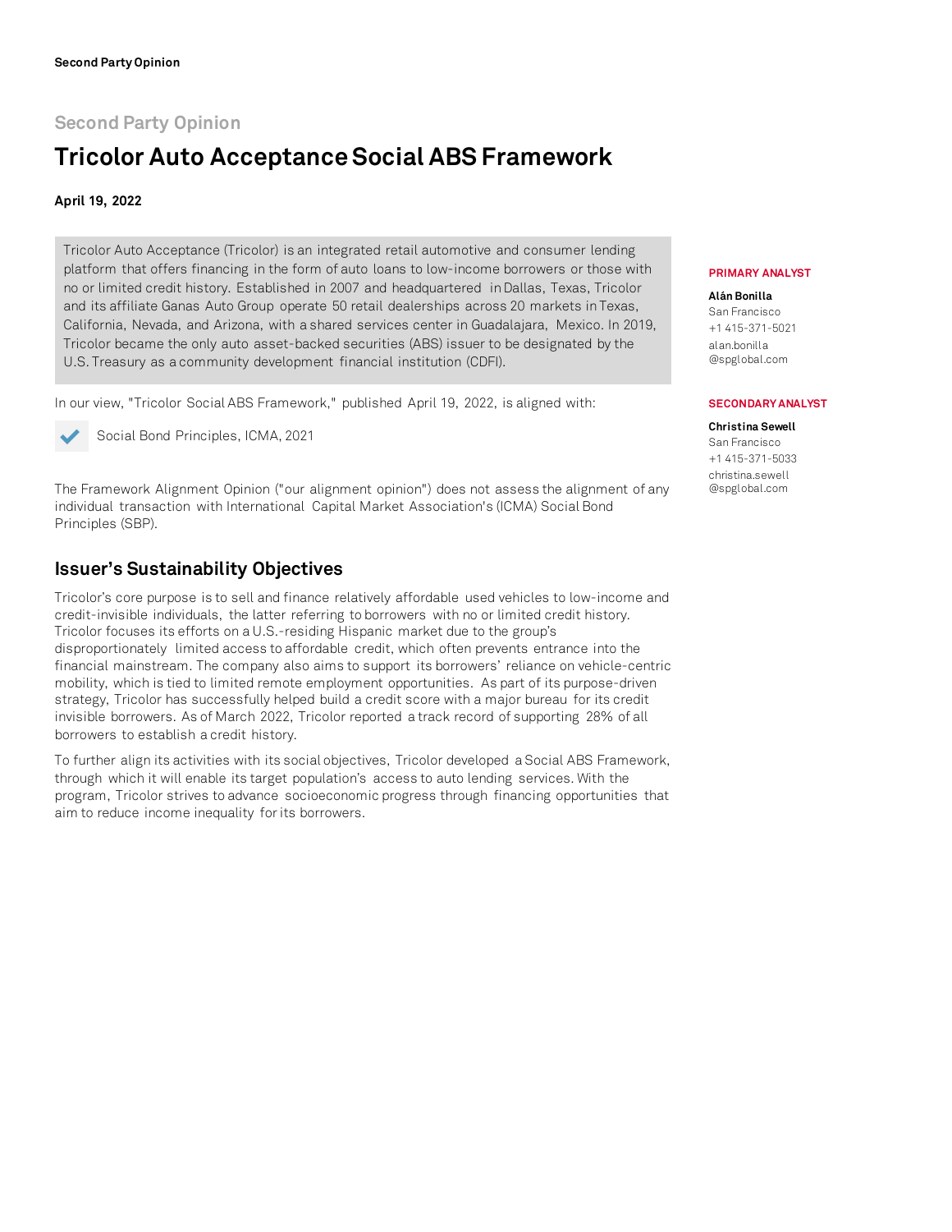Second Party Opinion

# Tricolor Auto Acceptance Social ABS Framework

**April 19, 2022**

Tricolor Auto Acceptance (Tricolor) is an integrated retail automotive and consumer lending platform that offers financing in the form of auto loans to low-income borrowers or those with no or limited credit history. Established in 2007 and headquartered in Dallas, Texas, Tricolor and its affiliate Ganas Auto Group operate 50 retail dealerships across 20 markets in Texas, California, Nevada, and Arizona, with a shared services center in Guadalajara, Mexico. In 2019, Tricolor became the only auto asset-backed securities (ABS) issuer to be designated by the U.S. Treasury as a community development financial institution (CDFI).

In our view, "Tricolor Social ABS Framework," published April 19, 2022, is aligned with:

✓ Social Bond Principles, ICMA, 2021

The Framework Alignment Opinion ("our alignment opinion") does not assess the alignment of any individual transaction with International Capital Market Association's (ICMA) Social Bond Principles (SBP).

**PRIMARY ANALYST**

**Alán Bonilla**
San Francisco
+1 415-371-5021
alan.bonilla@spglobal.com

**SECONDARY ANALYST**

**Christina Sewell**
San Francisco
+1 415-371-5033
christina.sewell@spglobal.com

## Issuer's Sustainability Objectives

Tricolor's core purpose is to sell and finance relatively affordable used vehicles to low-income and credit-invisible individuals, the latter referring to borrowers with no or limited credit history. Tricolor focuses its efforts on a U.S.-residing Hispanic market due to the group's disproportionately limited access to affordable credit, which often prevents entrance into the financial mainstream. The company also aims to support its borrowers' reliance on vehicle-centric mobility, which is tied to limited remote employment opportunities. As part of its purpose-driven strategy, Tricolor has successfully helped build a credit score with a major bureau for its credit invisible borrowers. As of March 2022, Tricolor reported a track record of supporting 28% of all borrowers to establish a credit history.

To further align its activities with its social objectives, Tricolor developed a Social ABS Framework, through which it will enable its target population's access to auto lending services. With the program, Tricolor strives to advance socioeconomic progress through financing opportunities that aim to reduce income inequality for its borrowers.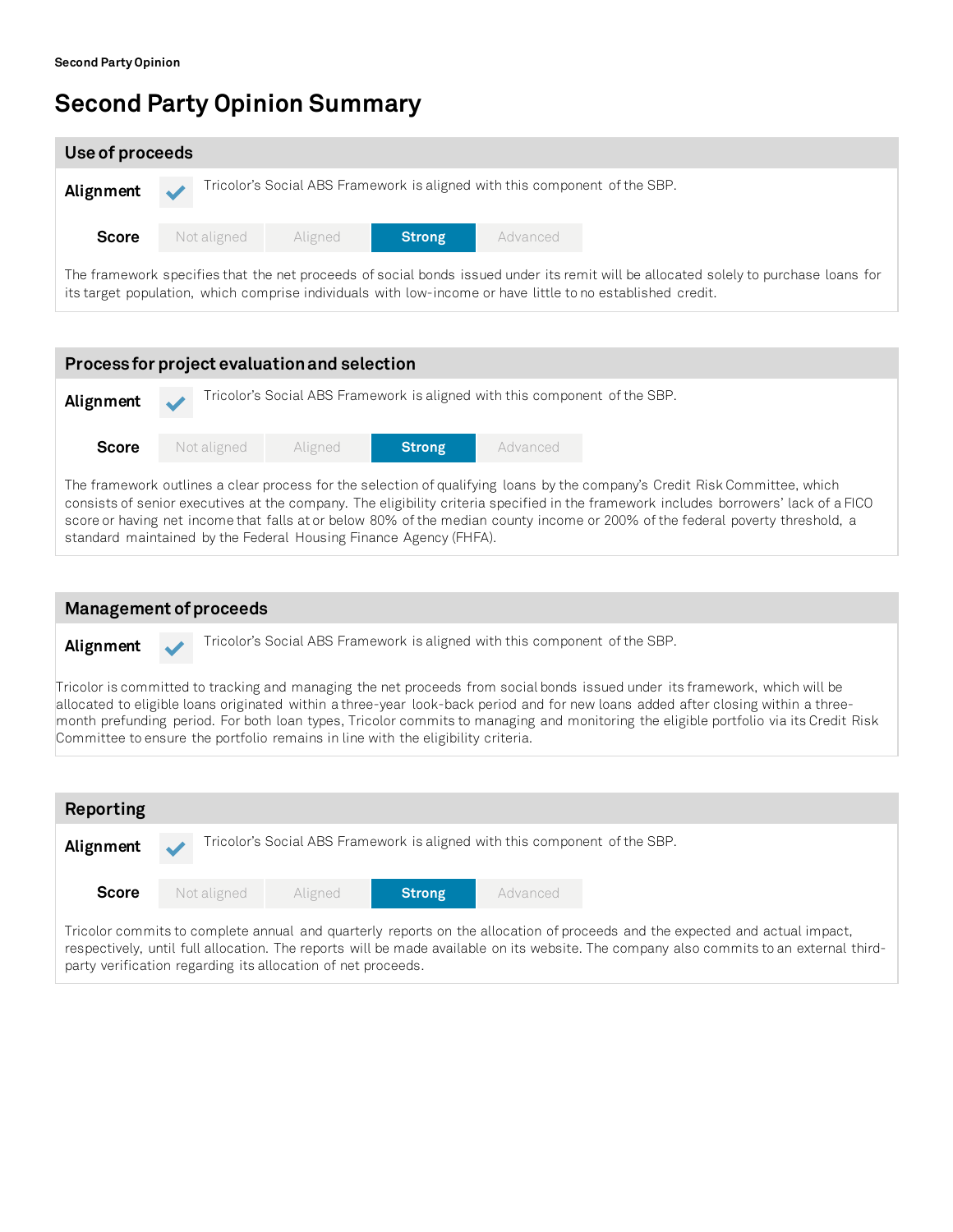# Second Party Opinion Summary

## Use of proceeds

**Alignment** ✓ Tricolor's Social ABS Framework is aligned with this component of the SBP.

**Score**

| Not aligned | Aligned | **Strong** | Advanced |
|---|---|---|---|

The framework specifies that the net proceeds of social bonds issued under its remit will be allocated solely to purchase loans for its target population, which comprise individuals with low-income or have little to no established credit.

## Process for project evaluation and selection

**Alignment** ✓ Tricolor's Social ABS Framework is aligned with this component of the SBP.

**Score**

| Not aligned | Aligned | **Strong** | Advanced |
|---|---|---|---|

The framework outlines a clear process for the selection of qualifying loans by the company's Credit Risk Committee, which consists of senior executives at the company. The eligibility criteria specified in the framework includes borrowers' lack of a FICO score or having net income that falls at or below 80% of the median county income or 200% of the federal poverty threshold, a standard maintained by the Federal Housing Finance Agency (FHFA).

## Management of proceeds

**Alignment** ✓ Tricolor's Social ABS Framework is aligned with this component of the SBP.

Tricolor is committed to tracking and managing the net proceeds from social bonds issued under its framework, which will be allocated to eligible loans originated within a three-year look-back period and for new loans added after closing within a three-month prefunding period. For both loan types, Tricolor commits to managing and monitoring the eligible portfolio via its Credit Risk Committee to ensure the portfolio remains in line with the eligibility criteria.

## Reporting

**Alignment** ✓ Tricolor's Social ABS Framework is aligned with this component of the SBP.

**Score**

| Not aligned | Aligned | **Strong** | Advanced |
|---|---|---|---|

Tricolor commits to complete annual and quarterly reports on the allocation of proceeds and the expected and actual impact, respectively, until full allocation. The reports will be made available on its website. The company also commits to an external third-party verification regarding its allocation of net proceeds.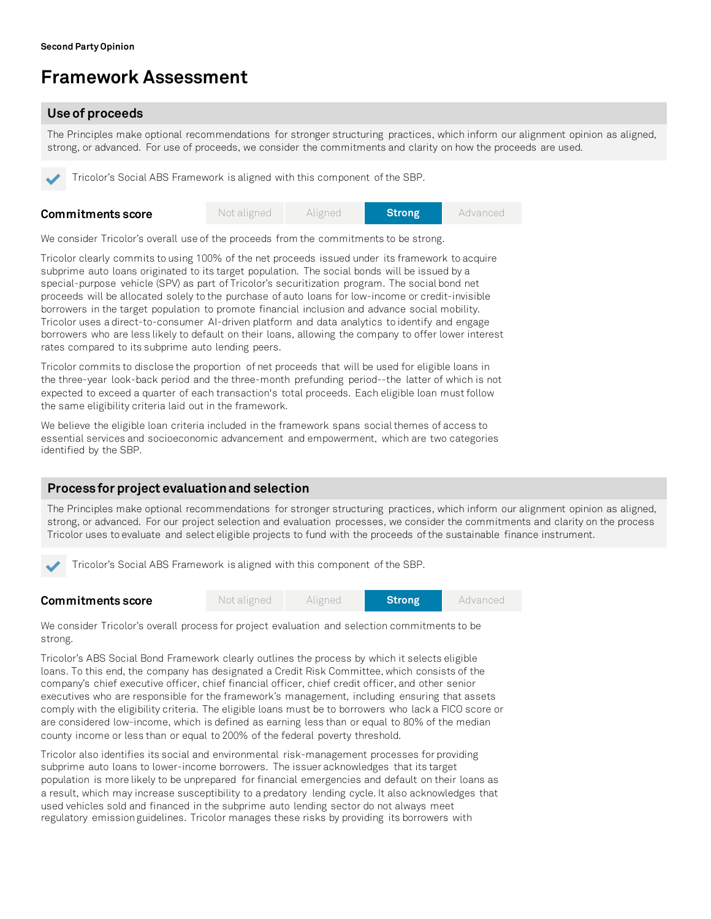Second Party Opinion

# Framework Assessment

## Use of proceeds

The Principles make optional recommendations for stronger structuring practices, which inform our alignment opinion as aligned, strong, or advanced. For use of proceeds, we consider the commitments and clarity on how the proceeds are used.

✔ Tricolor's Social ABS Framework is aligned with this component of the SBP.

| **Commitments score** | Not aligned | Aligned | **Strong** | Advanced |
|---|---|---|---|---|

We consider Tricolor's overall use of the proceeds from the commitments to be strong.

Tricolor clearly commits to using 100% of the net proceeds issued under its framework to acquire subprime auto loans originated to its target population. The social bonds will be issued by a special-purpose vehicle (SPV) as part of Tricolor's securitization program. The social bond net proceeds will be allocated solely to the purchase of auto loans for low-income or credit-invisible borrowers in the target population to promote financial inclusion and advance social mobility. Tricolor uses a direct-to-consumer AI-driven platform and data analytics to identify and engage borrowers who are less likely to default on their loans, allowing the company to offer lower interest rates compared to its subprime auto lending peers.

Tricolor commits to disclose the proportion of net proceeds that will be used for eligible loans in the three-year look-back period and the three-month prefunding period--the latter of which is not expected to exceed a quarter of each transaction's total proceeds. Each eligible loan must follow the same eligibility criteria laid out in the framework.

We believe the eligible loan criteria included in the framework spans social themes of access to essential services and socioeconomic advancement and empowerment, which are two categories identified by the SBP.

## Process for project evaluation and selection

The Principles make optional recommendations for stronger structuring practices, which inform our alignment opinion as aligned, strong, or advanced. For our project selection and evaluation processes, we consider the commitments and clarity on the process Tricolor uses to evaluate and select eligible projects to fund with the proceeds of the sustainable finance instrument.

✔ Tricolor's Social ABS Framework is aligned with this component of the SBP.

| **Commitments score** | Not aligned | Aligned | **Strong** | Advanced |
|---|---|---|---|---|

We consider Tricolor's overall process for project evaluation and selection commitments to be strong.

Tricolor's ABS Social Bond Framework clearly outlines the process by which it selects eligible loans. To this end, the company has designated a Credit Risk Committee, which consists of the company's chief executive officer, chief financial officer, chief credit officer, and other senior executives who are responsible for the framework's management, including ensuring that assets comply with the eligibility criteria. The eligible loans must be to borrowers who lack a FICO score or are considered low-income, which is defined as earning less than or equal to 80% of the median county income or less than or equal to 200% of the federal poverty threshold.

Tricolor also identifies its social and environmental risk-management processes for providing subprime auto loans to lower-income borrowers. The issuer acknowledges that its target population is more likely to be unprepared for financial emergencies and default on their loans as a result, which may increase susceptibility to a predatory lending cycle. It also acknowledges that used vehicles sold and financed in the subprime auto lending sector do not always meet regulatory emission guidelines. Tricolor manages these risks by providing its borrowers with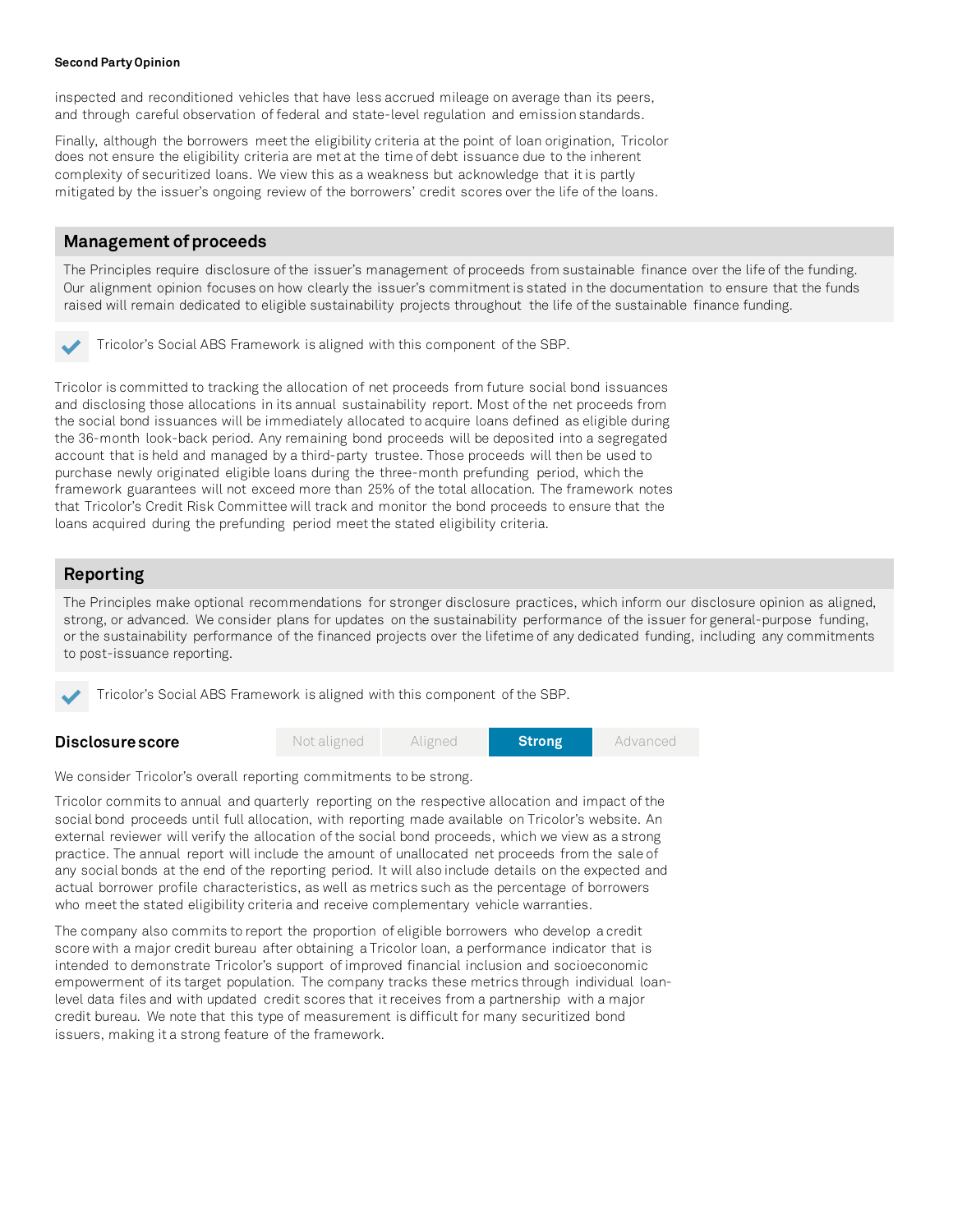inspected and reconditioned vehicles that have less accrued mileage on average than its peers, and through careful observation of federal and state-level regulation and emission standards.

Finally, although the borrowers meet the eligibility criteria at the point of loan origination, Tricolor does not ensure the eligibility criteria are met at the time of debt issuance due to the inherent complexity of securitized loans. We view this as a weakness but acknowledge that it is partly mitigated by the issuer's ongoing review of the borrowers' credit scores over the life of the loans.

## Management of proceeds

The Principles require disclosure of the issuer's management of proceeds from sustainable finance over the life of the funding. Our alignment opinion focuses on how clearly the issuer's commitment is stated in the documentation to ensure that the funds raised will remain dedicated to eligible sustainability projects throughout the life of the sustainable finance funding.

✔ Tricolor's Social ABS Framework is aligned with this component of the SBP.

Tricolor is committed to tracking the allocation of net proceeds from future social bond issuances and disclosing those allocations in its annual sustainability report. Most of the net proceeds from the social bond issuances will be immediately allocated to acquire loans defined as eligible during the 36-month look-back period. Any remaining bond proceeds will be deposited into a segregated account that is held and managed by a third-party trustee. Those proceeds will then be used to purchase newly originated eligible loans during the three-month prefunding period, which the framework guarantees will not exceed more than 25% of the total allocation. The framework notes that Tricolor's Credit Risk Committee will track and monitor the bond proceeds to ensure that the loans acquired during the prefunding period meet the stated eligibility criteria.

## Reporting

The Principles make optional recommendations for stronger disclosure practices, which inform our disclosure opinion as aligned, strong, or advanced. We consider plans for updates on the sustainability performance of the issuer for general-purpose funding, or the sustainability performance of the financed projects over the lifetime of any dedicated funding, including any commitments to post-issuance reporting.

✔ Tricolor's Social ABS Framework is aligned with this component of the SBP.

**Disclosure score**

| Not aligned | Aligned | **Strong** | Advanced |
|---|---|---|---|

We consider Tricolor's overall reporting commitments to be strong.

Tricolor commits to annual and quarterly reporting on the respective allocation and impact of the social bond proceeds until full allocation, with reporting made available on Tricolor's website. An external reviewer will verify the allocation of the social bond proceeds, which we view as a strong practice. The annual report will include the amount of unallocated net proceeds from the sale of any social bonds at the end of the reporting period. It will also include details on the expected and actual borrower profile characteristics, as well as metrics such as the percentage of borrowers who meet the stated eligibility criteria and receive complementary vehicle warranties.

The company also commits to report the proportion of eligible borrowers who develop a credit score with a major credit bureau after obtaining a Tricolor loan, a performance indicator that is intended to demonstrate Tricolor's support of improved financial inclusion and socioeconomic empowerment of its target population. The company tracks these metrics through individual loan-level data files and with updated credit scores that it receives from a partnership with a major credit bureau. We note that this type of measurement is difficult for many securitized bond issuers, making it a strong feature of the framework.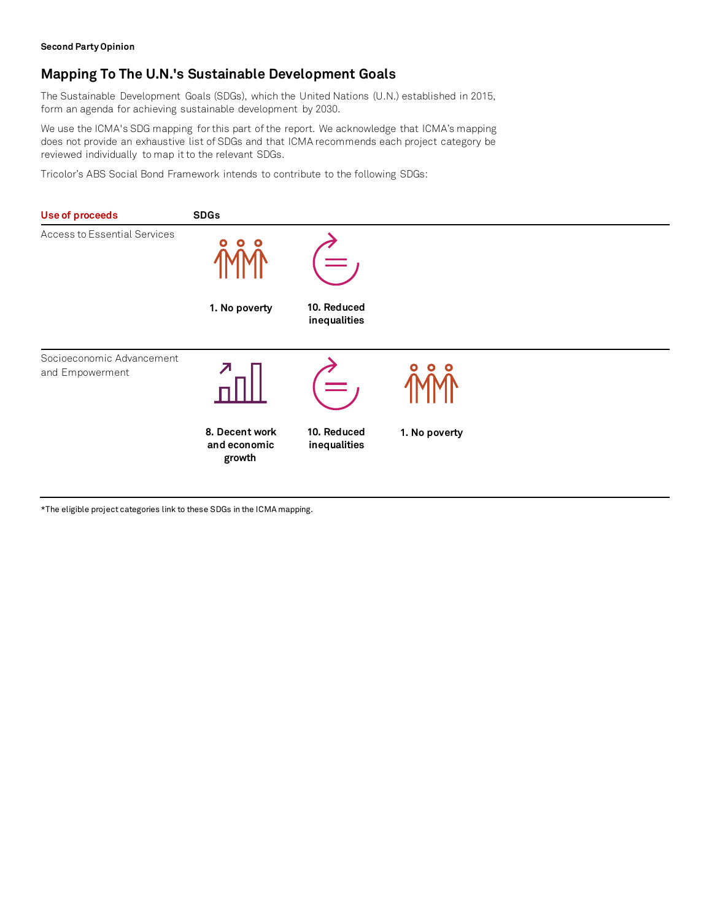## Mapping To The U.N.'s Sustainable Development Goals

The Sustainable Development Goals (SDGs), which the United Nations (U.N.) established in 2015, form an agenda for achieving sustainable development by 2030.

We use the ICMA's SDG mapping for this part of the report. We acknowledge that ICMA's mapping does not provide an exhaustive list of SDGs and that ICMA recommends each project category be reviewed individually to map it to the relevant SDGs.

Tricolor's ABS Social Bond Framework intends to contribute to the following SDGs:

| Use of proceeds | SDGs | | |
|---|---|---|---|
| Access to Essential Services | 1. No poverty | 10. Reduced inequalities | |
| Socioeconomic Advancement and Empowerment | 8. Decent work and economic growth | 10. Reduced inequalities | 1. No poverty |

*The eligible project categories link to these SDGs in the ICMA mapping.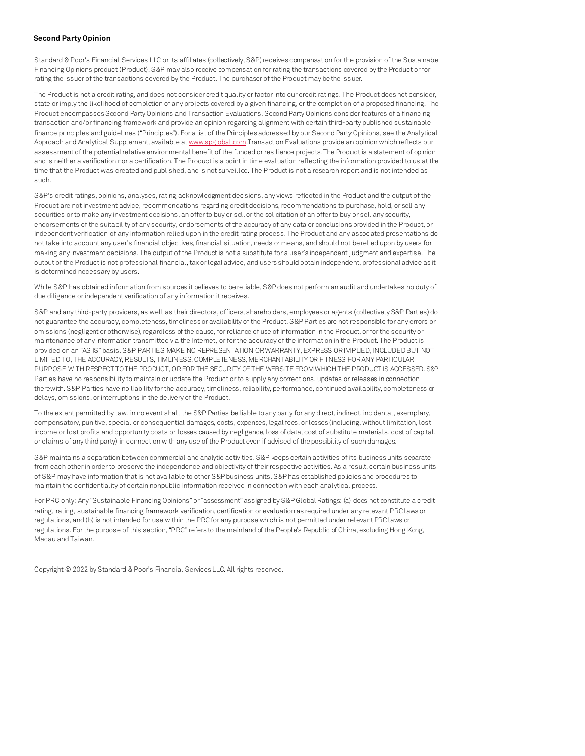**Second Party Opinion**

Standard & Poor's Financial Services LLC or its affiliates (collectively, S&P) receives compensation for the provision of the Sustainable Financing Opinions product (Product). S&P may also receive compensation for rating the transactions covered by the Product or for rating the issuer of the transactions covered by the Product. The purchaser of the Product may be the issuer.

The Product is not a credit rating, and does not consider credit quality or factor into our credit ratings. The Product does not consider, state or imply the likelihood of completion of any projects covered by a given financing, or the completion of a proposed financing. The Product encompasses Second Party Opinions and Transaction Evaluations. Second Party Opinions consider features of a financing transaction and/or financing framework and provide an opinion regarding alignment with certain third-party published sustainable finance principles and guidelines ("Principles"). For a list of the Principles addressed by our Second Party Opinions, see the Analytical Approach and Analytical Supplement, available at www.spglobal.com.Transaction Evaluations provide an opinion which reflects our assessment of the potential relative environmental benefit of the funded or resilience projects. The Product is a statement of opinion and is neither a verification nor a certification. The Product is a point in time evaluation reflecting the information provided to us at the time that the Product was created and published, and is not surveilled. The Product is not a research report and is not intended as such.

S&P's credit ratings, opinions, analyses, rating acknowledgment decisions, any views reflected in the Product and the output of the Product are not investment advice, recommendations regarding credit decisions, recommendations to purchase, hold, or sell any securities or to make any investment decisions, an offer to buy or sell or the solicitation of an offer to buy or sell any security, endorsements of the suitability of any security, endorsements of the accuracy of any data or conclusions provided in the Product, or independent verification of any information relied upon in the credit rating process. The Product and any associated presentations do not take into account any user's financial objectives, financial situation, needs or means, and should not be relied upon by users for making any investment decisions. The output of the Product is not a substitute for a user's independent judgment and expertise. The output of the Product is not professional financial, tax or legal advice, and users should obtain independent, professional advice as it is determined necessary by users.

While S&P has obtained information from sources it believes to be reliable, S&P does not perform an audit and undertakes no duty of due diligence or independent verification of any information it receives.

S&P and any third-party providers, as well as their directors, officers, shareholders, employees or agents (collectively S&P Parties) do not guarantee the accuracy, completeness, timeliness or availability of the Product. S&P Parties are not responsible for any errors or omissions (negligent or otherwise), regardless of the cause, for reliance of use of information in the Product, or for the security or maintenance of any information transmitted via the Internet, or for the accuracy of the information in the Product. The Product is provided on an "AS IS" basis. S&P PARTIES MAKE NO REPRESENTATION OR WARRANTY, EXPRESS OR IMPLIED, INCLUDED BUT NOT LIMITED TO, THE ACCURACY, RESULTS, TIMLINESS, COMPLETENESS, MERCHANTABILITY OR FITNESS FOR ANY PARTICULAR PURPOSE WITH RESPECT TO THE PRODUCT, OR FOR THE SECURITY OF THE WEBSITE FROM WHICH THE PRODUCT IS ACCESSED. S&P Parties have no responsibility to maintain or update the Product or to supply any corrections, updates or releases in connection therewith. S&P Parties have no liability for the accuracy, timeliness, reliability, performance, continued availability, completeness or delays, omissions, or interruptions in the delivery of the Product.

To the extent permitted by law, in no event shall the S&P Parties be liable to any party for any direct, indirect, incidental, exemplary, compensatory, punitive, special or consequential damages, costs, expenses, legal fees, or losses (including, without limitation, lost income or lost profits and opportunity costs or losses caused by negligence, loss of data, cost of substitute materials, cost of capital, or claims of any third party) in connection with any use of the Product even if advised of the possibility of such damages.

S&P maintains a separation between commercial and analytic activities. S&P keeps certain activities of its business units separate from each other in order to preserve the independence and objectivity of their respective activities. As a result, certain business units of S&P may have information that is not available to other S&P business units. S&P has established policies and procedures to maintain the confidentiality of certain nonpublic information received in connection with each analytical process.

For PRC only: Any "Sustainable Financing Opinions" or "assessment" assigned by S&P Global Ratings: (a) does not constitute a credit rating, rating, sustainable financing framework verification, certification or evaluation as required under any relevant PRC laws or regulations, and (b) is not intended for use within the PRC for any purpose which is not permitted under relevant PRC laws or regulations. For the purpose of this section, "PRC" refers to the mainland of the People's Republic of China, excluding Hong Kong, Macau and Taiwan.

Copyright © 2022 by Standard & Poor's Financial Services LLC. All rights reserved.